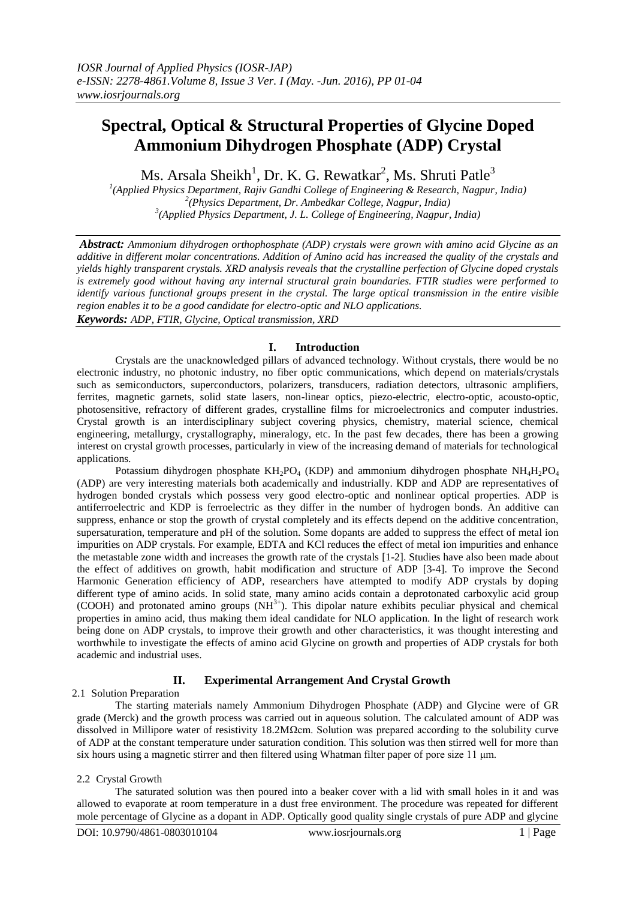# Spectral, Optical & Structural Properties of Glycine Doped Ammonium Dihydrogen Phosphate (ADP) Crystal

Ms. Arsala Sheikh[1], Dr. K. G. Rewatkar[2], Ms. Shruti Patle[3]

[1](Applied Physics Department, Rajiv Gandhi College of Engineering & Research, Nagpur, India)
[2](Physics Department, Dr. Ambedkar College, Nagpur, India)
[3](Applied Physics Department, J. L. College of Engineering, Nagpur, India)

***Abstract:*** *Ammonium dihydrogen orthophosphate (ADP) crystals were grown with amino acid Glycine as an additive in different molar concentrations. Addition of Amino acid has increased the quality of the crystals and yields highly transparent crystals. XRD analysis reveals that the crystalline perfection of Glycine doped crystals is extremely good without having any internal structural grain boundaries. FTIR studies were performed to identify various functional groups present in the crystal. The large optical transmission in the entire visible region enables it to be a good candidate for electro-optic and NLO applications.*

***Keywords:*** *ADP, FTIR, Glycine, Optical transmission, XRD*

## I. Introduction

Crystals are the unacknowledged pillars of advanced technology. Without crystals, there would be no electronic industry, no photonic industry, no fiber optic communications, which depend on materials/crystals such as semiconductors, superconductors, polarizers, transducers, radiation detectors, ultrasonic amplifiers, ferrites, magnetic garnets, solid state lasers, non-linear optics, piezo-electric, electro-optic, acousto-optic, photosensitive, refractory of different grades, crystalline films for microelectronics and computer industries. Crystal growth is an interdisciplinary subject covering physics, chemistry, material science, chemical engineering, metallurgy, crystallography, mineralogy, etc. In the past few decades, there has been a growing interest on crystal growth processes, particularly in view of the increasing demand of materials for technological applications.

Potassium dihydrogen phosphate $KH_2PO_4$ (KDP) and ammonium dihydrogen phosphate $NH_4H_2PO_4$ (ADP) are very interesting materials both academically and industrially. KDP and ADP are representatives of hydrogen bonded crystals which possess very good electro-optic and nonlinear optical properties. ADP is antiferroelectric and KDP is ferroelectric as they differ in the number of hydrogen bonds. An additive can suppress, enhance or stop the growth of crystal completely and its effects depend on the additive concentration, supersaturation, temperature and pH of the solution. Some dopants are added to suppress the effect of metal ion impurities on ADP crystals. For example, EDTA and KCl reduces the effect of metal ion impurities and enhance the metastable zone width and increases the growth rate of the crystals [1-2]. Studies have also been made about the effect of additives on growth, habit modification and structure of ADP [3-4]. To improve the Second Harmonic Generation efficiency of ADP, researchers have attempted to modify ADP crystals by doping different type of amino acids. In solid state, many amino acids contain a deprotonated carboxylic acid group (COOH) and protonated amino groups ($NH^{3+}$). This dipolar nature exhibits peculiar physical and chemical properties in amino acid, thus making them ideal candidate for NLO application. In the light of research work being done on ADP crystals, to improve their growth and other characteristics, it was thought interesting and worthwhile to investigate the effects of amino acid Glycine on growth and properties of ADP crystals for both academic and industrial uses.

## II. Experimental Arrangement And Crystal Growth

### 2.1 Solution Preparation

The starting materials namely Ammonium Dihydrogen Phosphate (ADP) and Glycine were of GR grade (Merck) and the growth process was carried out in aqueous solution. The calculated amount of ADP was dissolved in Millipore water of resistivity 18.2MΩcm. Solution was prepared according to the solubility curve of ADP at the constant temperature under saturation condition. This solution was then stirred well for more than six hours using a magnetic stirrer and then filtered using Whatman filter paper of pore size 11 μm.

### 2.2 Crystal Growth

The saturated solution was then poured into a beaker cover with a lid with small holes in it and was allowed to evaporate at room temperature in a dust free environment. The procedure was repeated for different mole percentage of Glycine as a dopant in ADP. Optically good quality single crystals of pure ADP and glycine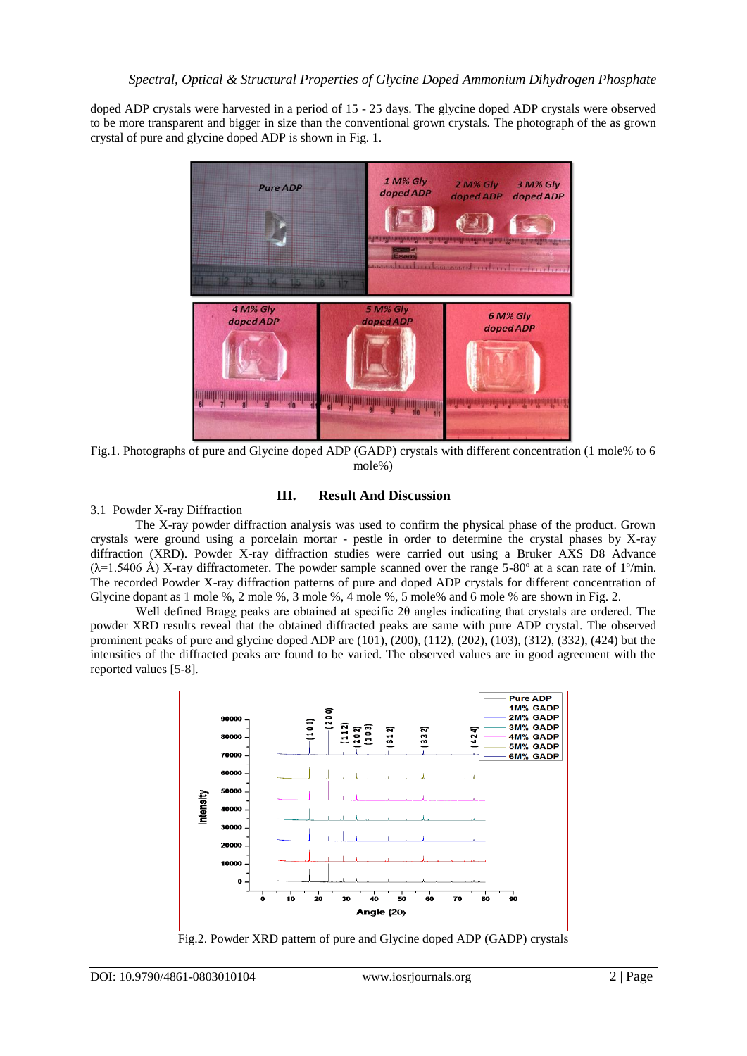doped ADP crystals were harvested in a period of 15 - 25 days. The glycine doped ADP crystals were observed to be more transparent and bigger in size than the conventional grown crystals. The photograph of the as grown crystal of pure and glycine doped ADP is shown in Fig. 1.

Fig.1. Photographs of pure and Glycine doped ADP (GADP) crystals with different concentration (1 mole% to 6 mole%)

## III. Result And Discussion

### 3.1 Powder X-ray Diffraction

The X-ray powder diffraction analysis was used to confirm the physical phase of the product. Grown crystals were ground using a porcelain mortar - pestle in order to determine the crystal phases by X-ray diffraction (XRD). Powder X-ray diffraction studies were carried out using a Bruker AXS D8 Advance ($\lambda$=1.5406 Å) X-ray diffractometer. The powder sample scanned over the range 5-80° at a scan rate of 1°/min. The recorded Powder X-ray diffraction patterns of pure and doped ADP crystals for different concentration of Glycine dopant as 1 mole %, 2 mole %, 3 mole %, 4 mole %, 5 mole% and 6 mole % are shown in Fig. 2.

Well defined Bragg peaks are obtained at specific $2\theta$ angles indicating that crystals are ordered. The powder XRD results reveal that the obtained diffracted peaks are same with pure ADP crystal. The observed prominent peaks of pure and glycine doped ADP are (101), (200), (112), (202), (103), (312), (332), (424) but the intensities of the diffracted peaks are found to be varied. The observed values are in good agreement with the reported values [5-8].

Fig.2. Powder XRD pattern of pure and Glycine doped ADP (GADP) crystals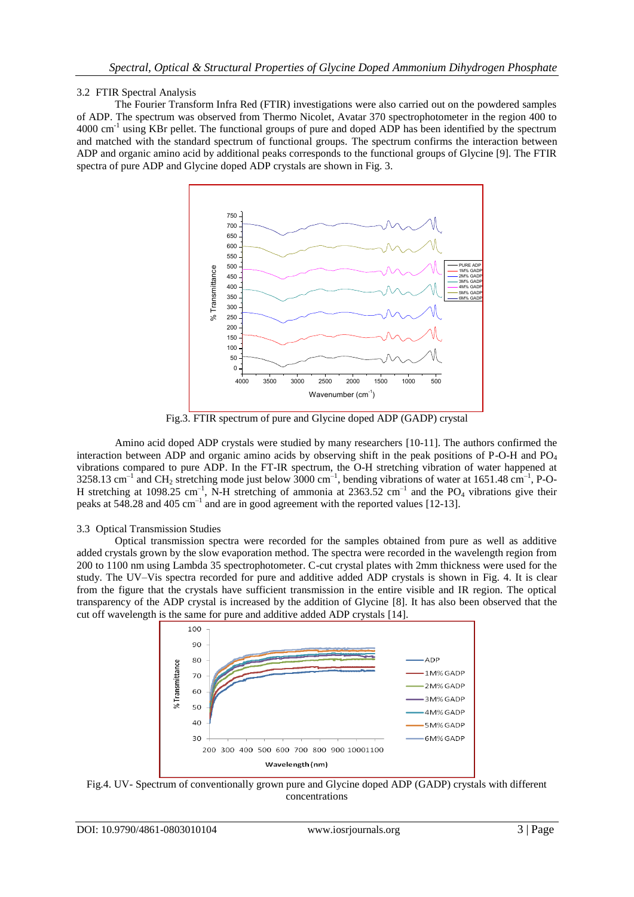### 3.2 FTIR Spectral Analysis

The Fourier Transform Infra Red (FTIR) investigations were also carried out on the powdered samples of ADP. The spectrum was observed from Thermo Nicolet, Avatar 370 spectrophotometer in the region 400 to 4000 $cm^{-1}$ using KBr pellet. The functional groups of pure and doped ADP has been identified by the spectrum and matched with the standard spectrum of functional groups. The spectrum confirms the interaction between ADP and organic amino acid by additional peaks corresponds to the functional groups of Glycine [9]. The FTIR spectra of pure ADP and Glycine doped ADP crystals are shown in Fig. 3.

Fig.3. FTIR spectrum of pure and Glycine doped ADP (GADP) crystal

Amino acid doped ADP crystals were studied by many researchers [10-11]. The authors confirmed the interaction between ADP and organic amino acids by observing shift in the peak positions of P-O-H and $PO_4$ vibrations compared to pure ADP. In the FT-IR spectrum, the O-H stretching vibration of water happened at 3258.13 $cm^{-1}$ and $CH_2$ stretching mode just below 3000 $cm^{-1}$, bending vibrations of water at 1651.48 $cm^{-1}$, P-O-H stretching at 1098.25 $cm^{-1}$, N-H stretching of ammonia at 2363.52 $cm^{-1}$ and the $PO_4$ vibrations give their peaks at 548.28 and 405 $cm^{-1}$ and are in good agreement with the reported values [12-13].

### 3.3 Optical Transmission Studies

Optical transmission spectra were recorded for the samples obtained from pure as well as additive added crystals grown by the slow evaporation method. The spectra were recorded in the wavelength region from 200 to 1100 nm using Lambda 35 spectrophotometer. C-cut crystal plates with 2mm thickness were used for the study. The UV–Vis spectra recorded for pure and additive added ADP crystals is shown in Fig. 4. It is clear from the figure that the crystals have sufficient transmission in the entire visible and IR region. The optical transparency of the ADP crystal is increased by the addition of Glycine [8]. It has also been observed that the cut off wavelength is the same for pure and additive added ADP crystals [14].

Fig.4. UV- Spectrum of conventionally grown pure and Glycine doped ADP (GADP) crystals with different concentrations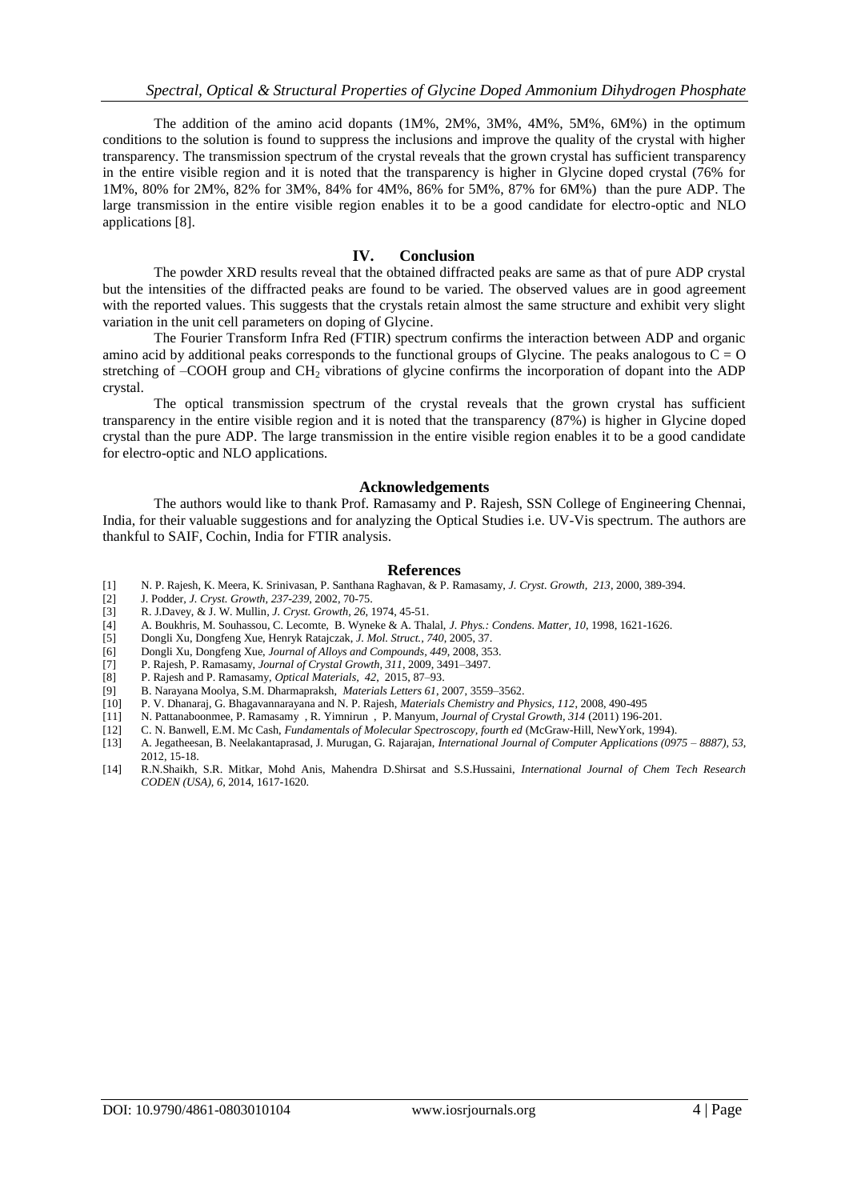The addition of the amino acid dopants (1M%, 2M%, 3M%, 4M%, 5M%, 6M%) in the optimum conditions to the solution is found to suppress the inclusions and improve the quality of the crystal with higher transparency. The transmission spectrum of the crystal reveals that the grown crystal has sufficient transparency in the entire visible region and it is noted that the transparency is higher in Glycine doped crystal (76% for 1M%, 80% for 2M%, 82% for 3M%, 84% for 4M%, 86% for 5M%, 87% for 6M%) than the pure ADP. The large transmission in the entire visible region enables it to be a good candidate for electro-optic and NLO applications [8].

## IV. Conclusion

The powder XRD results reveal that the obtained diffracted peaks are same as that of pure ADP crystal but the intensities of the diffracted peaks are found to be varied. The observed values are in good agreement with the reported values. This suggests that the crystals retain almost the same structure and exhibit very slight variation in the unit cell parameters on doping of Glycine.

The Fourier Transform Infra Red (FTIR) spectrum confirms the interaction between ADP and organic amino acid by additional peaks corresponds to the functional groups of Glycine. The peaks analogous to $C = O$ stretching of –COOH group and $CH_2$ vibrations of glycine confirms the incorporation of dopant into the ADP crystal.

The optical transmission spectrum of the crystal reveals that the grown crystal has sufficient transparency in the entire visible region and it is noted that the transparency (87%) is higher in Glycine doped crystal than the pure ADP. The large transmission in the entire visible region enables it to be a good candidate for electro-optic and NLO applications.

## Acknowledgements

The authors would like to thank Prof. Ramasamy and P. Rajesh, SSN College of Engineering Chennai, India, for their valuable suggestions and for analyzing the Optical Studies i.e. UV-Vis spectrum. The authors are thankful to SAIF, Cochin, India for FTIR analysis.

## References

[1] N. P. Rajesh, K. Meera, K. Srinivasan, P. Santhana Raghavan, & P. Ramasamy, *J. Cryst. Growth, 213*, 2000, 389-394.
[2] J. Podder, *J. Cryst. Growth, 237-239*, 2002, 70-75.
[3] R. J.Davey, & J. W. Mullin, *J. Cryst. Growth, 26*, 1974, 45-51.
[4] A. Boukhris, M. Souhassou, C. Lecomte, B. Wyneke & A. Thalal, *J. Phys.: Condens. Matter, 10*, 1998, 1621-1626.
[5] Dongli Xu, Dongfeng Xue, Henryk Ratajczak, *J. Mol. Struct., 740*, 2005, 37.
[6] Dongli Xu, Dongfeng Xue, *Journal of Alloys and Compounds, 449*, 2008, 353.
[7] P. Rajesh, P. Ramasamy, *Journal of Crystal Growth, 311*, 2009, 3491–3497.
[8] P. Rajesh and P. Ramasamy, *Optical Materials, 42*, 2015, 87–93.
[9] B. Narayana Moolya, S.M. Dharmapraksh, *Materials Letters 61*, 2007, 3559–3562.
[10] P. V. Dhanaraj, G. Bhagavannarayana and N. P. Rajesh, *Materials Chemistry and Physics, 112*, 2008, 490-495
[11] N. Pattanaboonmee, P. Ramasamy , R. Yimnirun , P. Manyum, *Journal of Crystal Growth, 314* (2011) 196-201.
[12] C. N. Banwell, E.M. Mc Cash, *Fundamentals of Molecular Spectroscopy, fourth ed* (McGraw-Hill, NewYork, 1994).
[13] A. Jegatheesan, B. Neelakantaprasad, J. Murugan, G. Rajarajan, *International Journal of Computer Applications (0975 – 8887), 53*, 2012, 15-18.
[14] R.N.Shaikh, S.R. Mitkar, Mohd Anis, Mahendra D.Shirsat and S.S.Hussaini, *International Journal of Chem Tech Research CODEN (USA), 6*, 2014, 1617-1620.